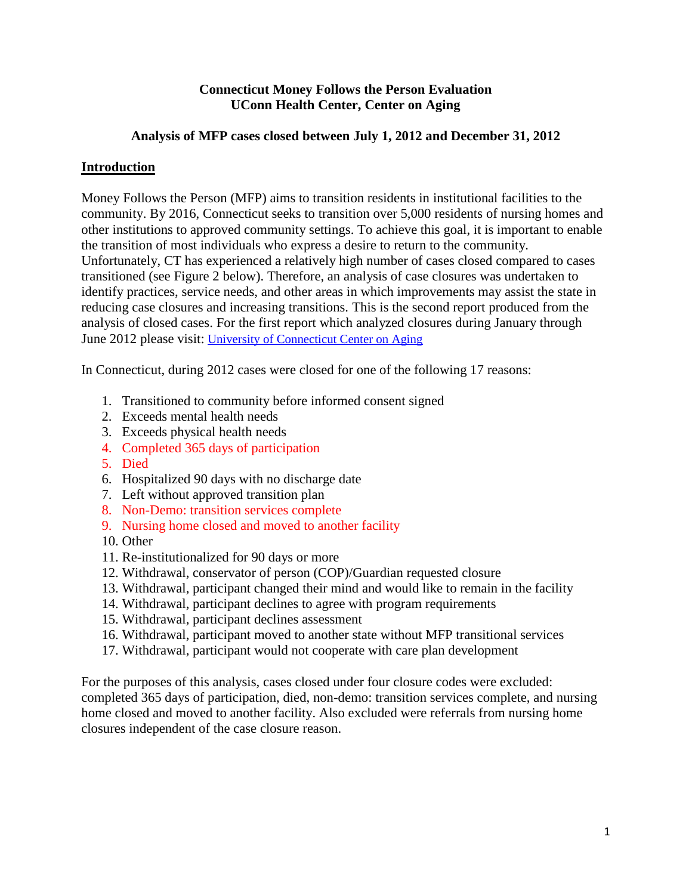**Connecticut Money Follows the Person Evaluation**
**UConn Health Center, Center on Aging**

**Analysis of MFP cases closed between July 1, 2012 and December 31, 2012**

## Introduction

Money Follows the Person (MFP) aims to transition residents in institutional facilities to the community. By 2016, Connecticut seeks to transition over 5,000 residents of nursing homes and other institutions to approved community settings. To achieve this goal, it is important to enable the transition of most individuals who express a desire to return to the community. Unfortunately, CT has experienced a relatively high number of cases closed compared to cases transitioned (see Figure 2 below). Therefore, an analysis of case closures was undertaken to identify practices, service needs, and other areas in which improvements may assist the state in reducing case closures and increasing transitions. This is the second report produced from the analysis of closed cases. For the first report which analyzed closures during January through June 2012 please visit: University of Connecticut Center on Aging

In Connecticut, during 2012 cases were closed for one of the following 17 reasons:

1. Transitioned to community before informed consent signed
2. Exceeds mental health needs
3. Exceeds physical health needs
4. Completed 365 days of participation
5. Died
6. Hospitalized 90 days with no discharge date
7. Left without approved transition plan
8. Non-Demo: transition services complete
9. Nursing home closed and moved to another facility
10. Other
11. Re-institutionalized for 90 days or more
12. Withdrawal, conservator of person (COP)/Guardian requested closure
13. Withdrawal, participant changed their mind and would like to remain in the facility
14. Withdrawal, participant declines to agree with program requirements
15. Withdrawal, participant declines assessment
16. Withdrawal, participant moved to another state without MFP transitional services
17. Withdrawal, participant would not cooperate with care plan development

For the purposes of this analysis, cases closed under four closure codes were excluded: completed 365 days of participation, died, non-demo: transition services complete, and nursing home closed and moved to another facility. Also excluded were referrals from nursing home closures independent of the case closure reason.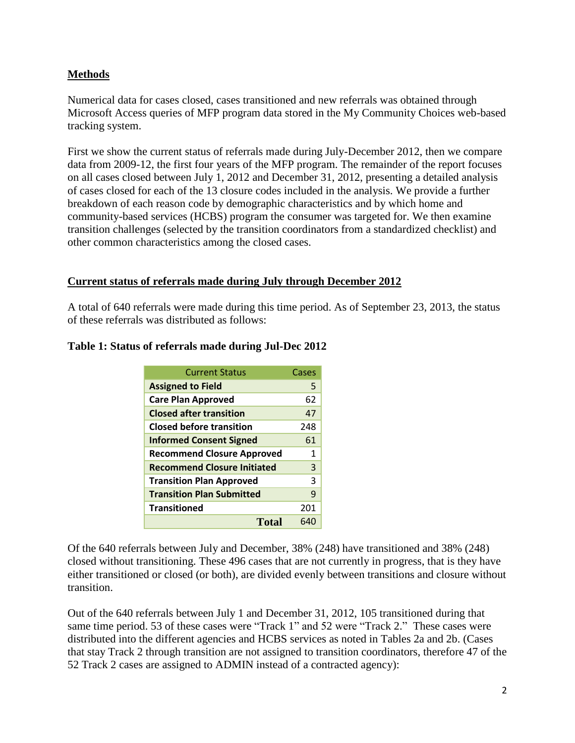## Methods

Numerical data for cases closed, cases transitioned and new referrals was obtained through Microsoft Access queries of MFP program data stored in the My Community Choices web-based tracking system.

First we show the current status of referrals made during July-December 2012, then we compare data from 2009-12, the first four years of the MFP program. The remainder of the report focuses on all cases closed between July 1, 2012 and December 31, 2012, presenting a detailed analysis of cases closed for each of the 13 closure codes included in the analysis. We provide a further breakdown of each reason code by demographic characteristics and by which home and community-based services (HCBS) program the consumer was targeted for. We then examine transition challenges (selected by the transition coordinators from a standardized checklist) and other common characteristics among the closed cases.

## Current status of referrals made during July through December 2012

A total of 640 referrals were made during this time period. As of September 23, 2013, the status of these referrals was distributed as follows:

**Table 1: Status of referrals made during Jul-Dec 2012**

| Current Status | Cases |
|---|---|
| **Assigned to Field** | 5 |
| **Care Plan Approved** | 62 |
| **Closed after transition** | 47 |
| **Closed before transition** | 248 |
| **Informed Consent Signed** | 61 |
| **Recommend Closure Approved** | 1 |
| **Recommend Closure Initiated** | 3 |
| **Transition Plan Approved** | 3 |
| **Transition Plan Submitted** | 9 |
| **Transitioned** | 201 |
| **Total** | 640 |

Of the 640 referrals between July and December, 38% (248) have transitioned and 38% (248) closed without transitioning. These 496 cases that are not currently in progress, that is they have either transitioned or closed (or both), are divided evenly between transitions and closure without transition.

Out of the 640 referrals between July 1 and December 31, 2012, 105 transitioned during that same time period. 53 of these cases were "Track 1" and 52 were "Track 2." These cases were distributed into the different agencies and HCBS services as noted in Tables 2a and 2b. (Cases that stay Track 2 through transition are not assigned to transition coordinators, therefore 47 of the 52 Track 2 cases are assigned to ADMIN instead of a contracted agency):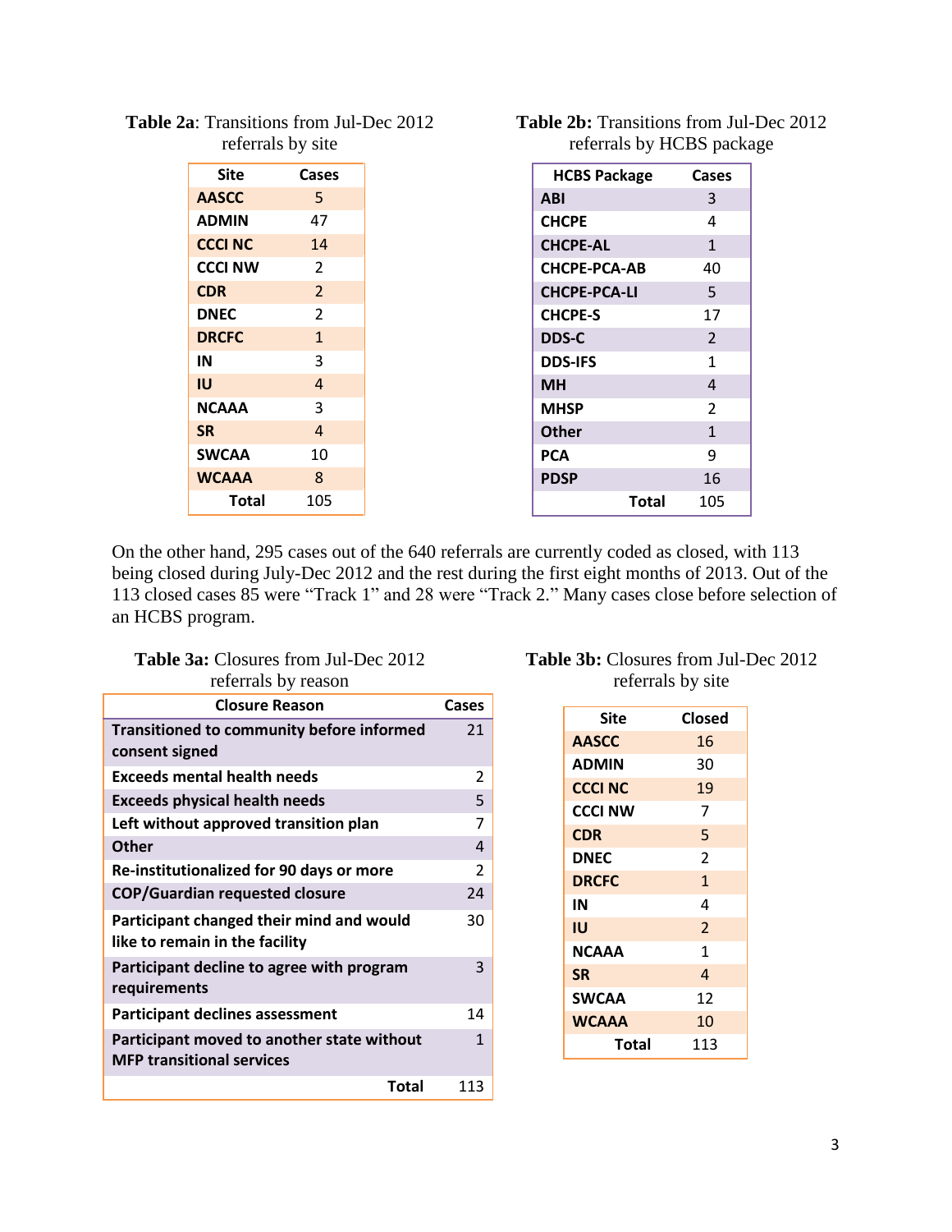**Table 2a**: Transitions from Jul-Dec 2012 referrals by site

| Site | Cases |
|---|---|
| AASCC | 5 |
| ADMIN | 47 |
| CCCI NC | 14 |
| CCCI NW | 2 |
| CDR | 2 |
| DNEC | 2 |
| DRCFC | 1 |
| IN | 3 |
| IU | 4 |
| NCAAA | 3 |
| SR | 4 |
| SWCAA | 10 |
| WCAAA | 8 |
| Total | 105 |

**Table 2b:** Transitions from Jul-Dec 2012 referrals by HCBS package

| HCBS Package | Cases |
|---|---|
| ABI | 3 |
| CHCPE | 4 |
| CHCPE-AL | 1 |
| CHCPE-PCA-AB | 40 |
| CHCPE-PCA-LI | 5 |
| CHCPE-S | 17 |
| DDS-C | 2 |
| DDS-IFS | 1 |
| MH | 4 |
| MHSP | 2 |
| Other | 1 |
| PCA | 9 |
| PDSP | 16 |
| Total | 105 |

On the other hand, 295 cases out of the 640 referrals are currently coded as closed, with 113 being closed during July-Dec 2012 and the rest during the first eight months of 2013. Out of the 113 closed cases 85 were "Track 1" and 28 were "Track 2." Many cases close before selection of an HCBS program.

**Table 3a:** Closures from Jul-Dec 2012 referrals by reason

| Closure Reason | Cases |
|---|---|
| Transitioned to community before informed consent signed | 21 |
| Exceeds mental health needs | 2 |
| Exceeds physical health needs | 5 |
| Left without approved transition plan | 7 |
| Other | 4 |
| Re-institutionalized for 90 days or more | 2 |
| COP/Guardian requested closure | 24 |
| Participant changed their mind and would like to remain in the facility | 30 |
| Participant decline to agree with program requirements | 3 |
| Participant declines assessment | 14 |
| Participant moved to another state without MFP transitional services | 1 |
| Total | 113 |

**Table 3b:** Closures from Jul-Dec 2012 referrals by site

| Site | Closed |
|---|---|
| AASCC | 16 |
| ADMIN | 30 |
| CCCI NC | 19 |
| CCCI NW | 7 |
| CDR | 5 |
| DNEC | 2 |
| DRCFC | 1 |
| IN | 4 |
| IU | 2 |
| NCAAA | 1 |
| SR | 4 |
| SWCAA | 12 |
| WCAAA | 10 |
| Total | 113 |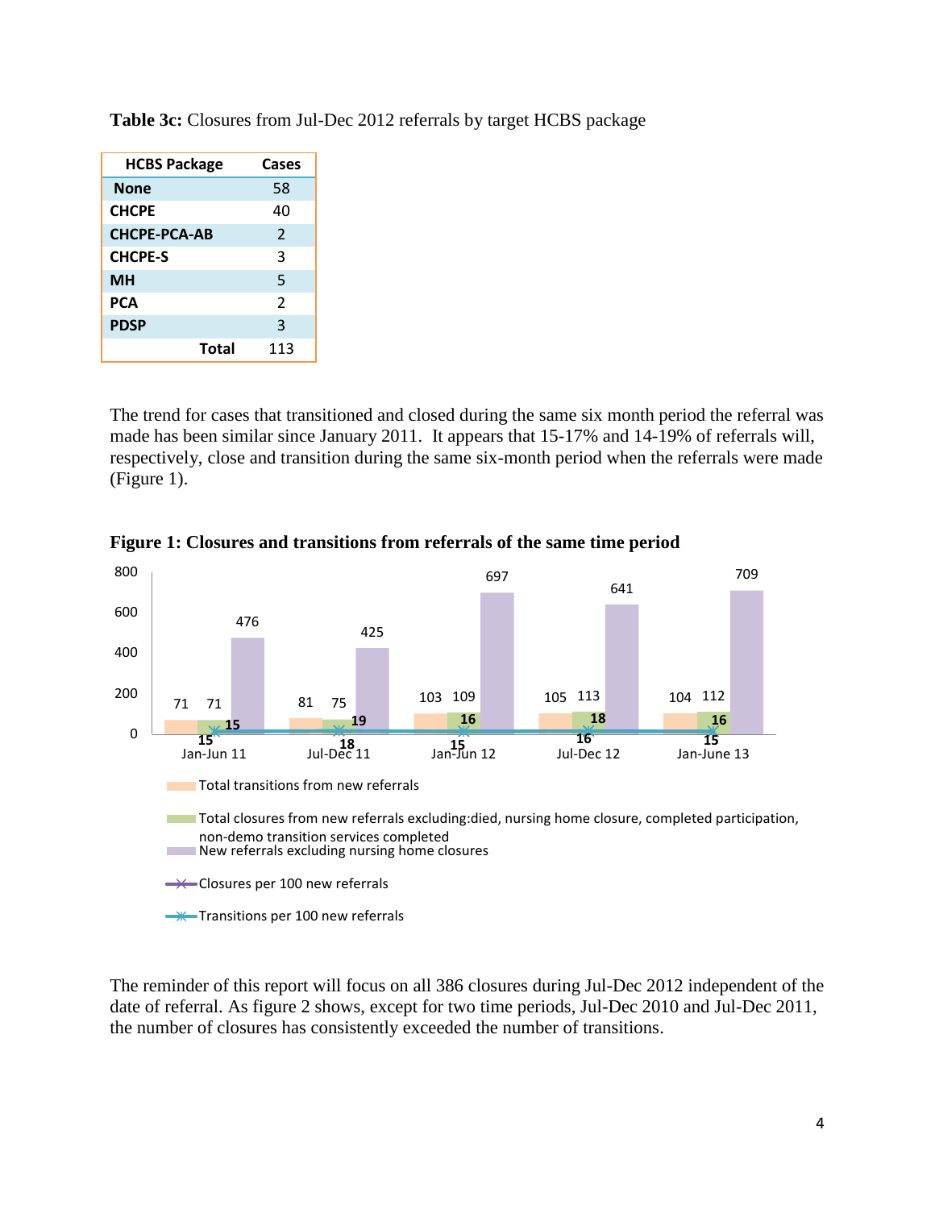**Table 3c:** Closures from Jul-Dec 2012 referrals by target HCBS package

| HCBS Package | Cases |
|---|---|
| None | 58 |
| CHCPE | 40 |
| CHCPE-PCA-AB | 2 |
| CHCPE-S | 3 |
| MH | 5 |
| PCA | 2 |
| PDSP | 3 |
| Total | 113 |

The trend for cases that transitioned and closed during the same six month period the referral was made has been similar since January 2011. It appears that 15-17% and 14-19% of referrals will, respectively, close and transition during the same six-month period when the referrals were made (Figure 1).

**Figure 1: Closures and transitions from referrals of the same time period**

| Period | Total transitions from new referrals | Total closures from new referrals excluding: died, nursing home closure, completed participation, non-demo transition services completed | New referrals excluding nursing home closures | Closures per 100 new referrals | Transitions per 100 new referrals |
|---|---|---|---|---|---|
| Jan-Jun 11 | 71 | 71 | 476 | 15 | 15 |
| Jul-Dec 11 | 81 | 75 | 425 | 19 | 18 |
| Jan-Jun 12 | 103 | 109 | 697 | 16 | 15 |
| Jul-Dec 12 | 105 | 113 | 641 | 18 | 16 |
| Jan-June 13 | 104 | 112 | 709 | 16 | 15 |

The reminder of this report will focus on all 386 closures during Jul-Dec 2012 independent of the date of referral. As figure 2 shows, except for two time periods, Jul-Dec 2010 and Jul-Dec 2011, the number of closures has consistently exceeded the number of transitions.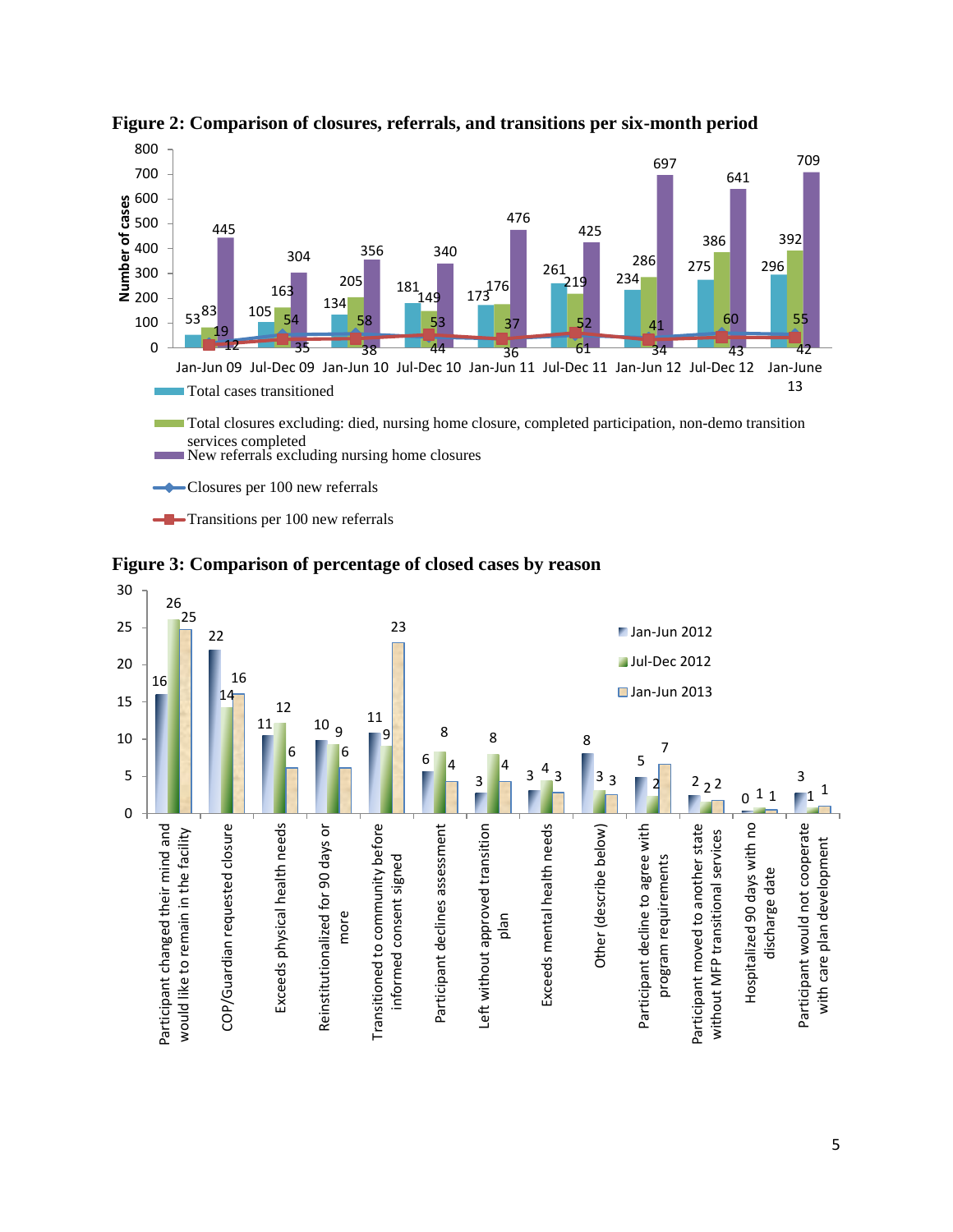**Figure 2: Comparison of closures, referrals, and transitions per six-month period**

| Period | Total cases transitioned | Total closures excluding: died, nursing home closure, completed participation, non-demo transition services completed | New referrals excluding nursing home closures | Closures per 100 new referrals | Transitions per 100 new referrals |
|---|---|---|---|---|---|
| Jan-Jun 09 | 53 | 83 | 445 | 19 | 12 |
| Jul-Dec 09 | 105 | 163 | 304 | 54 | 35 |
| Jan-Jun 10 | 134 | 205 | 356 | 58 | 38 |
| Jul-Dec 10 | 181 | 149 | 340 | 44 | 53 |
| Jan-Jun 11 | 173 | 176 | 476 | 37 | 36 |
| Jul-Dec 11 | 261 | 219 | 425 | 52 | 61 |
| Jan-Jun 12 | 234 | 286 | 697 | 41 | 34 |
| Jul-Dec 12 | 275 | 386 | 641 | 60 | 43 |
| Jan-June 13 | 296 | 392 | 709 | 55 | 42 |

**Figure 3: Comparison of percentage of closed cases by reason**

| Reason | Jan-Jun 2012 | Jul-Dec 2012 | Jan-Jun 2013 |
|---|---|---|---|
| Participant changed their mind and would like to remain in the facility | 16 | 26 | 25 |
| COP/Guardian requested closure | 22 | 14 | 16 |
| Exceeds physical health needs | 11 | 12 | 6 |
| Reinstitutionalized for 90 days or more | 10 | 9 | 6 |
| Transitioned to community before informed consent signed | 11 | 9 | 23 |
| Participant declines assessment | 6 | 8 | 4 |
| Left without approved transition plan | 3 | 8 | 4 |
| Exceeds mental health needs | 3 | 4 | 3 |
| Other (describe below) | 8 | 3 | 3 |
| Participant decline to agree with program requirements | 5 | 2 | 7 |
| Participant moved to another state without MFP transitional services | 2 | 2 | 2 |
| Hospitalized 90 days with no discharge date | 0 | 1 | 1 |
| Participant would not cooperate with care plan development | 3 | 1 | 1 |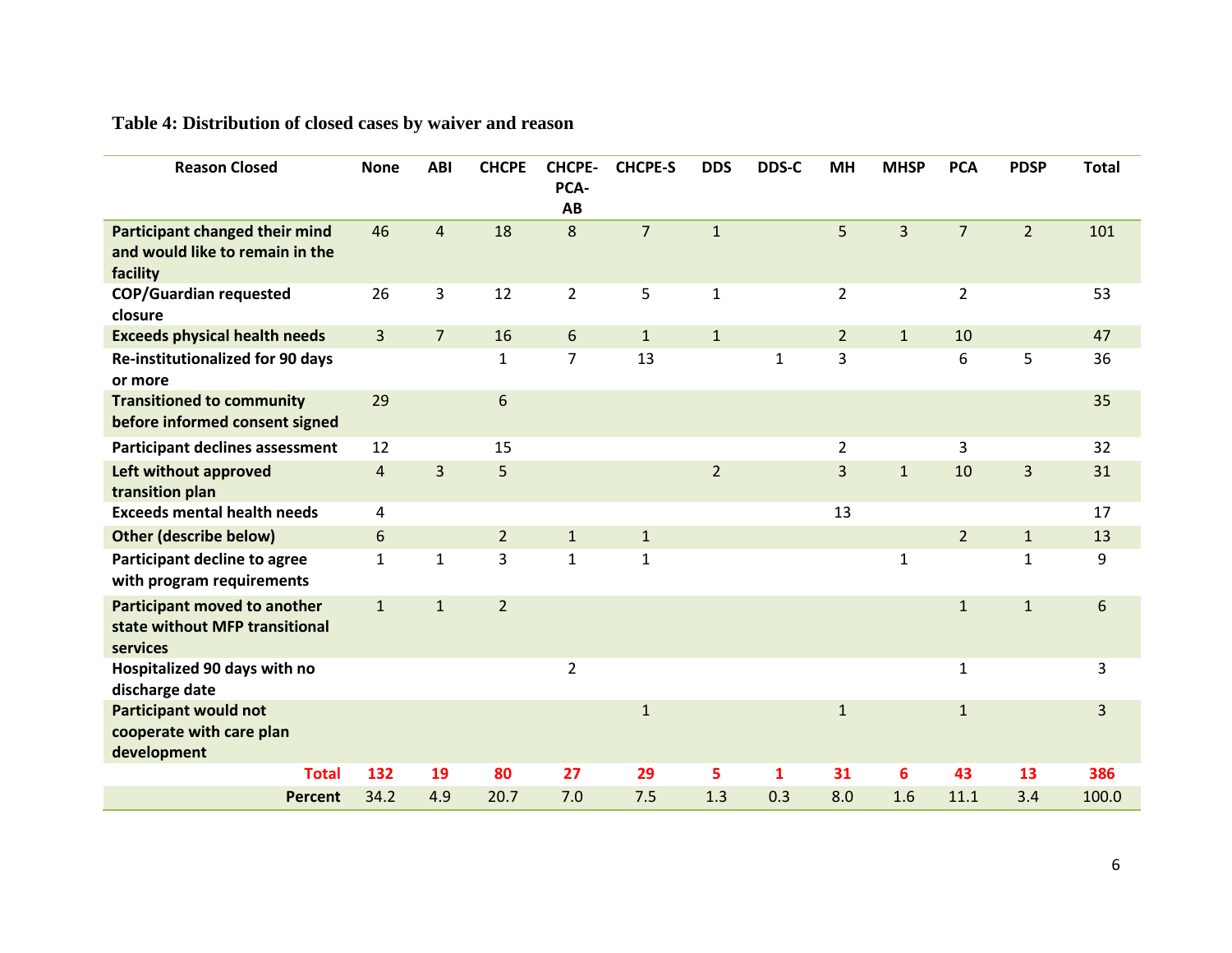## Table 4: Distribution of closed cases by waiver and reason

| Reason Closed | None | ABI | CHCPE | CHCPE-PCA-AB | CHCPE-S | DDS | DDS-C | MH | MHSP | PCA | PDSP | Total |
|---|---|---|---|---|---|---|---|---|---|---|---|---|
| **Participant changed their mind and would like to remain in the facility** | 46 | 4 | 18 | 8 | 7 | 1 | | 5 | 3 | 7 | 2 | 101 |
| **COP/Guardian requested closure** | 26 | 3 | 12 | 2 | 5 | 1 | | 2 | | 2 | | 53 |
| **Exceeds physical health needs** | 3 | 7 | 16 | 6 | 1 | 1 | | 2 | 1 | 10 | | 47 |
| **Re-institutionalized for 90 days or more** | | | 1 | 7 | 13 | | 1 | 3 | | 6 | 5 | 36 |
| **Transitioned to community before informed consent signed** | 29 | | 6 | | | | | | | | | 35 |
| **Participant declines assessment** | 12 | | 15 | | | | | 2 | | 3 | | 32 |
| **Left without approved transition plan** | 4 | 3 | 5 | | | 2 | | 3 | 1 | 10 | 3 | 31 |
| **Exceeds mental health needs** | 4 | | | | | | | 13 | | | | 17 |
| **Other (describe below)** | 6 | | 2 | 1 | 1 | | | | | 2 | 1 | 13 |
| **Participant decline to agree with program requirements** | 1 | 1 | 3 | 1 | 1 | | | | 1 | | 1 | 9 |
| **Participant moved to another state without MFP transitional services** | 1 | 1 | 2 | | | | | | | 1 | 1 | 6 |
| **Hospitalized 90 days with no discharge date** | | | | 2 | | | | | | 1 | | 3 |
| **Participant would not cooperate with care plan development** | | | | | 1 | | | 1 | | 1 | | 3 |
| **Total** | **132** | **19** | **80** | **27** | **29** | **5** | **1** | **31** | **6** | **43** | **13** | **386** |
| **Percent** | 34.2 | 4.9 | 20.7 | 7.0 | 7.5 | 1.3 | 0.3 | 8.0 | 1.6 | 11.1 | 3.4 | 100.0 |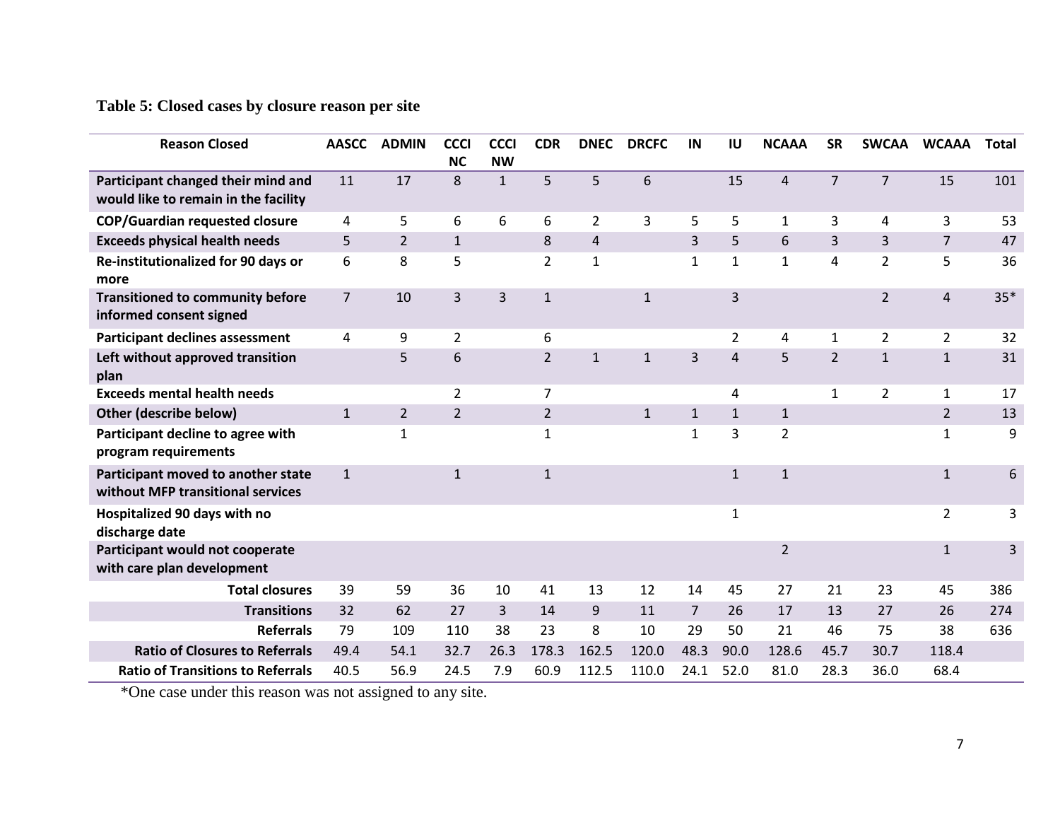**Table 5: Closed cases by closure reason per site**

| Reason Closed | AASCC | ADMIN | CCCI NC | CCCI NW | CDR | DNEC | DRCFC | IN | IU | NCAAA | SR | SWCAA | WCAAA | Total |
|---|---|---|---|---|---|---|---|---|---|---|---|---|---|---|
| **Participant changed their mind and would like to remain in the facility** | 11 | 17 | 8 | 1 | 5 | 5 | 6 | | 15 | 4 | 7 | 7 | 15 | 101 |
| **COP/Guardian requested closure** | 4 | 5 | 6 | 6 | 6 | 2 | 3 | 5 | 5 | 1 | 3 | 4 | 3 | 53 |
| **Exceeds physical health needs** | 5 | 2 | 1 | | 8 | 4 | | 3 | 5 | 6 | 3 | 3 | 7 | 47 |
| **Re-institutionalized for 90 days or more** | 6 | 8 | 5 | | 2 | 1 | | 1 | 1 | 1 | 4 | 2 | 5 | 36 |
| **Transitioned to community before informed consent signed** | 7 | 10 | 3 | 3 | 1 | | 1 | | 3 | | | 2 | 4 | 35* |
| **Participant declines assessment** | 4 | 9 | 2 | | 6 | | | | 2 | 4 | 1 | 2 | 2 | 32 |
| **Left without approved transition plan** | | 5 | 6 | | 2 | 1 | 1 | 3 | 4 | 5 | 2 | 1 | 1 | 31 |
| **Exceeds mental health needs** | | | 2 | | 7 | | | | 4 | | 1 | 2 | 1 | 17 |
| **Other (describe below)** | 1 | 2 | 2 | | 2 | | 1 | 1 | 1 | 1 | | | 2 | 13 |
| **Participant decline to agree with program requirements** | | 1 | | | 1 | | | 1 | 3 | 2 | | | 1 | 9 |
| **Participant moved to another state without MFP transitional services** | 1 | | 1 | | 1 | | | | 1 | 1 | | | 1 | 6 |
| **Hospitalized 90 days with no discharge date** | | | | | | | | | 1 | | | | 2 | 3 |
| **Participant would not cooperate with care plan development** | | | | | | | | | | 2 | | | 1 | 3 |
| **Total closures** | 39 | 59 | 36 | 10 | 41 | 13 | 12 | 14 | 45 | 27 | 21 | 23 | 45 | 386 |
| **Transitions** | 32 | 62 | 27 | 3 | 14 | 9 | 11 | 7 | 26 | 17 | 13 | 27 | 26 | 274 |
| **Referrals** | 79 | 109 | 110 | 38 | 23 | 8 | 10 | 29 | 50 | 21 | 46 | 75 | 38 | 636 |
| **Ratio of Closures to Referrals** | 49.4 | 54.1 | 32.7 | 26.3 | 178.3 | 162.5 | 120.0 | 48.3 | 90.0 | 128.6 | 45.7 | 30.7 | 118.4 | |
| **Ratio of Transitions to Referrals** | 40.5 | 56.9 | 24.5 | 7.9 | 60.9 | 112.5 | 110.0 | 24.1 | 52.0 | 81.0 | 28.3 | 36.0 | 68.4 | |

*One case under this reason was not assigned to any site.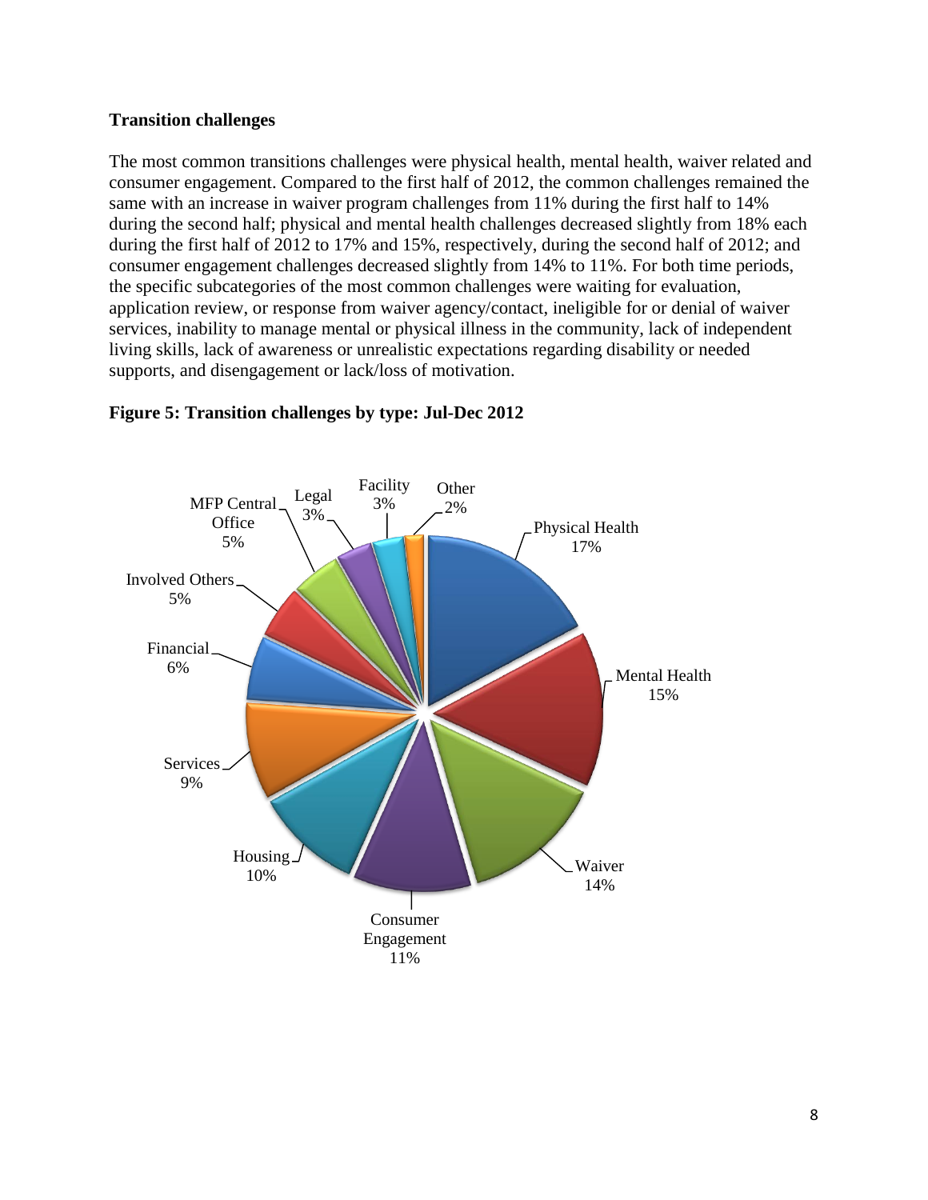**Transition challenges**

The most common transitions challenges were physical health, mental health, waiver related and consumer engagement. Compared to the first half of 2012, the common challenges remained the same with an increase in waiver program challenges from 11% during the first half to 14% during the second half; physical and mental health challenges decreased slightly from 18% each during the first half of 2012 to 17% and 15%, respectively, during the second half of 2012; and consumer engagement challenges decreased slightly from 14% to 11%. For both time periods, the specific subcategories of the most common challenges were waiting for evaluation, application review, or response from waiver agency/contact, ineligible for or denial of waiver services, inability to manage mental or physical illness in the community, lack of independent living skills, lack of awareness or unrealistic expectations regarding disability or needed supports, and disengagement or lack/loss of motivation.

**Figure 5: Transition challenges by type: Jul-Dec 2012**

| Type | Percent |
|---|---|
| Physical Health | 17% |
| Mental Health | 15% |
| Waiver | 14% |
| Consumer Engagement | 11% |
| Housing | 10% |
| Services | 9% |
| Financial | 6% |
| Involved Others | 5% |
| MFP Central Office | 5% |
| Legal | 3% |
| Facility | 3% |
| Other | 2% |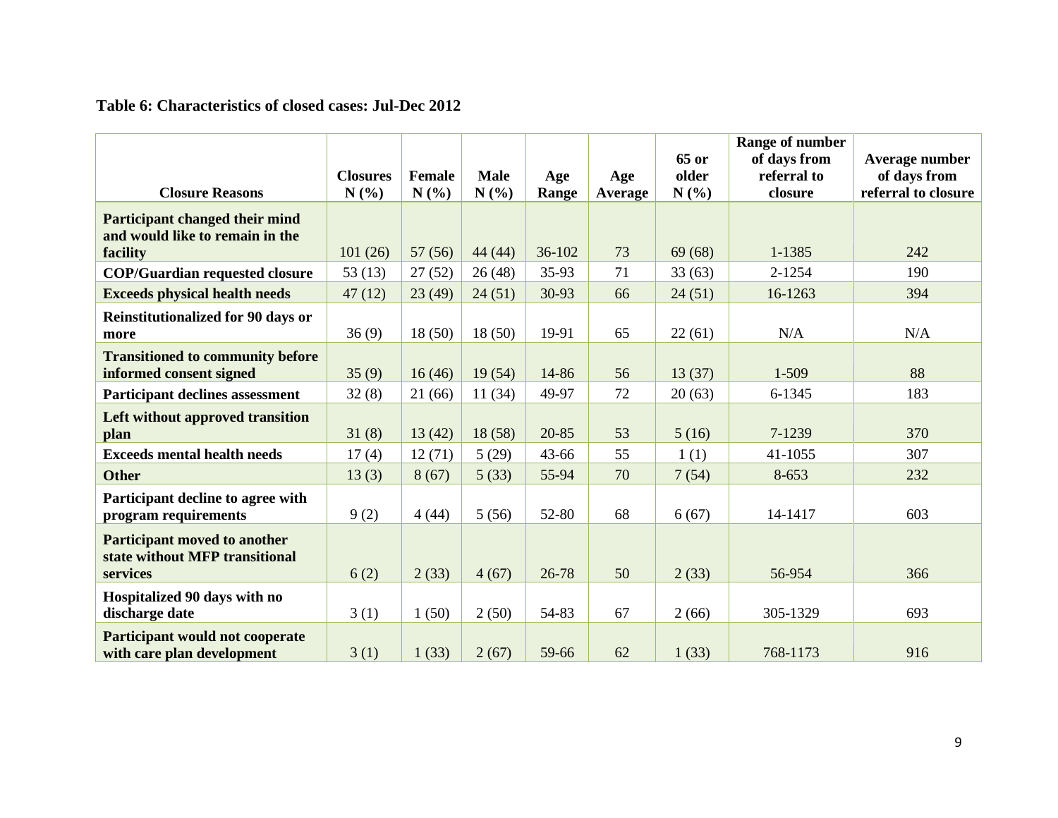**Table 6: Characteristics of closed cases: Jul-Dec 2012**

| Closure Reasons | Closures N (%) | Female N (%) | Male N (%) | Age Range | Age Average | 65 or older N (%) | Range of number of days from referral to closure | Average number of days from referral to closure |
|---|---|---|---|---|---|---|---|---|
| **Participant changed their mind and would like to remain in the facility** | 101 (26) | 57 (56) | 44 (44) | 36-102 | 73 | 69 (68) | 1-1385 | 242 |
| **COP/Guardian requested closure** | 53 (13) | 27 (52) | 26 (48) | 35-93 | 71 | 33 (63) | 2-1254 | 190 |
| **Exceeds physical health needs** | 47 (12) | 23 (49) | 24 (51) | 30-93 | 66 | 24 (51) | 16-1263 | 394 |
| **Reinstitutionalized for 90 days or more** | 36 (9) | 18 (50) | 18 (50) | 19-91 | 65 | 22 (61) | N/A | N/A |
| **Transitioned to community before informed consent signed** | 35 (9) | 16 (46) | 19 (54) | 14-86 | 56 | 13 (37) | 1-509 | 88 |
| **Participant declines assessment** | 32 (8) | 21 (66) | 11 (34) | 49-97 | 72 | 20 (63) | 6-1345 | 183 |
| **Left without approved transition plan** | 31 (8) | 13 (42) | 18 (58) | 20-85 | 53 | 5 (16) | 7-1239 | 370 |
| **Exceeds mental health needs** | 17 (4) | 12 (71) | 5 (29) | 43-66 | 55 | 1 (1) | 41-1055 | 307 |
| **Other** | 13 (3) | 8 (67) | 5 (33) | 55-94 | 70 | 7 (54) | 8-653 | 232 |
| **Participant decline to agree with program requirements** | 9 (2) | 4 (44) | 5 (56) | 52-80 | 68 | 6 (67) | 14-1417 | 603 |
| **Participant moved to another state without MFP transitional services** | 6 (2) | 2 (33) | 4 (67) | 26-78 | 50 | 2 (33) | 56-954 | 366 |
| **Hospitalized 90 days with no discharge date** | 3 (1) | 1 (50) | 2 (50) | 54-83 | 67 | 2 (66) | 305-1329 | 693 |
| **Participant would not cooperate with care plan development** | 3 (1) | 1 (33) | 2 (67) | 59-66 | 62 | 1 (33) | 768-1173 | 916 |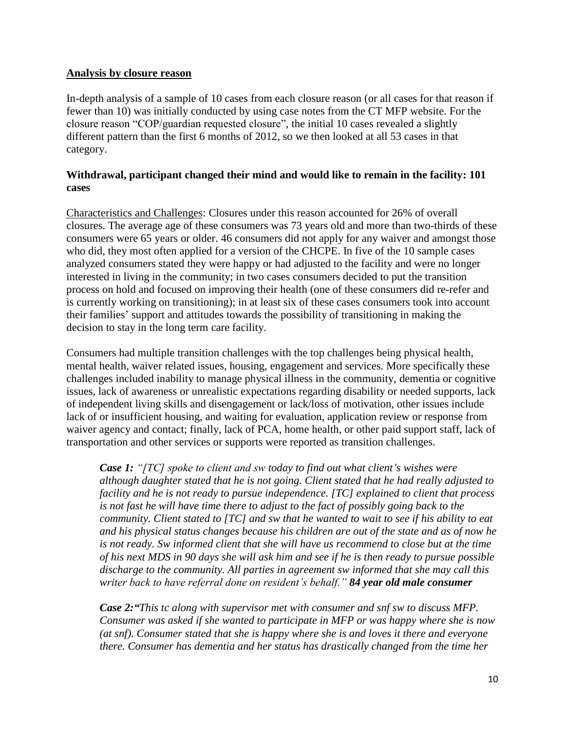<u>**Analysis by closure reason**</u>

In-depth analysis of a sample of 10 cases from each closure reason (or all cases for that reason if fewer than 10) was initially conducted by using case notes from the CT MFP website. For the closure reason "COP/guardian requested closure", the initial 10 cases revealed a slightly different pattern than the first 6 months of 2012, so we then looked at all 53 cases in that category.

**Withdrawal, participant changed their mind and would like to remain in the facility: 101 cases**

<u>Characteristics and Challenges</u>: Closures under this reason accounted for 26% of overall closures. The average age of these consumers was 73 years old and more than two-thirds of these consumers were 65 years or older. 46 consumers did not apply for any waiver and amongst those who did, they most often applied for a version of the CHCPE. In five of the 10 sample cases analyzed consumers stated they were happy or had adjusted to the facility and were no longer interested in living in the community; in two cases consumers decided to put the transition process on hold and focused on improving their health (one of these consumers did re-refer and is currently working on transitioning); in at least six of these cases consumers took into account their families' support and attitudes towards the possibility of transitioning in making the decision to stay in the long term care facility.

Consumers had multiple transition challenges with the top challenges being physical health, mental health, waiver related issues, housing, engagement and services. More specifically these challenges included inability to manage physical illness in the community, dementia or cognitive issues, lack of awareness or unrealistic expectations regarding disability or needed supports, lack of independent living skills and disengagement or lack/loss of motivation, other issues include lack of or insufficient housing, and waiting for evaluation, application review or response from waiver agency and contact; finally, lack of PCA, home health, or other paid support staff, lack of transportation and other services or supports were reported as transition challenges.

> ***Case 1:*** *"[TC] spoke to client and sw today to find out what client's wishes were although daughter stated that he is not going. Client stated that he had really adjusted to facility and he is not ready to pursue independence. [TC] explained to client that process is not fast he will have time there to adjust to the fact of possibly going back to the community. Client stated to [TC] and sw that he wanted to wait to see if his ability to eat and his physical status changes because his children are out of the state and as of now he is not ready. Sw informed client that she will have us recommend to close but at the time of his next MDS in 90 days she will ask him and see if he is then ready to pursue possible discharge to the community. All parties in agreement sw informed that she may call this writer back to have referral done on resident's behalf."* ***84 year old male consumer***

> ***Case 2:"****This tc along with supervisor met with consumer and snf sw to discuss MFP. Consumer was asked if she wanted to participate in MFP or was happy where she is now (at snf). Consumer stated that she is happy where she is and loves it there and everyone there. Consumer has dementia and her status has drastically changed from the time her*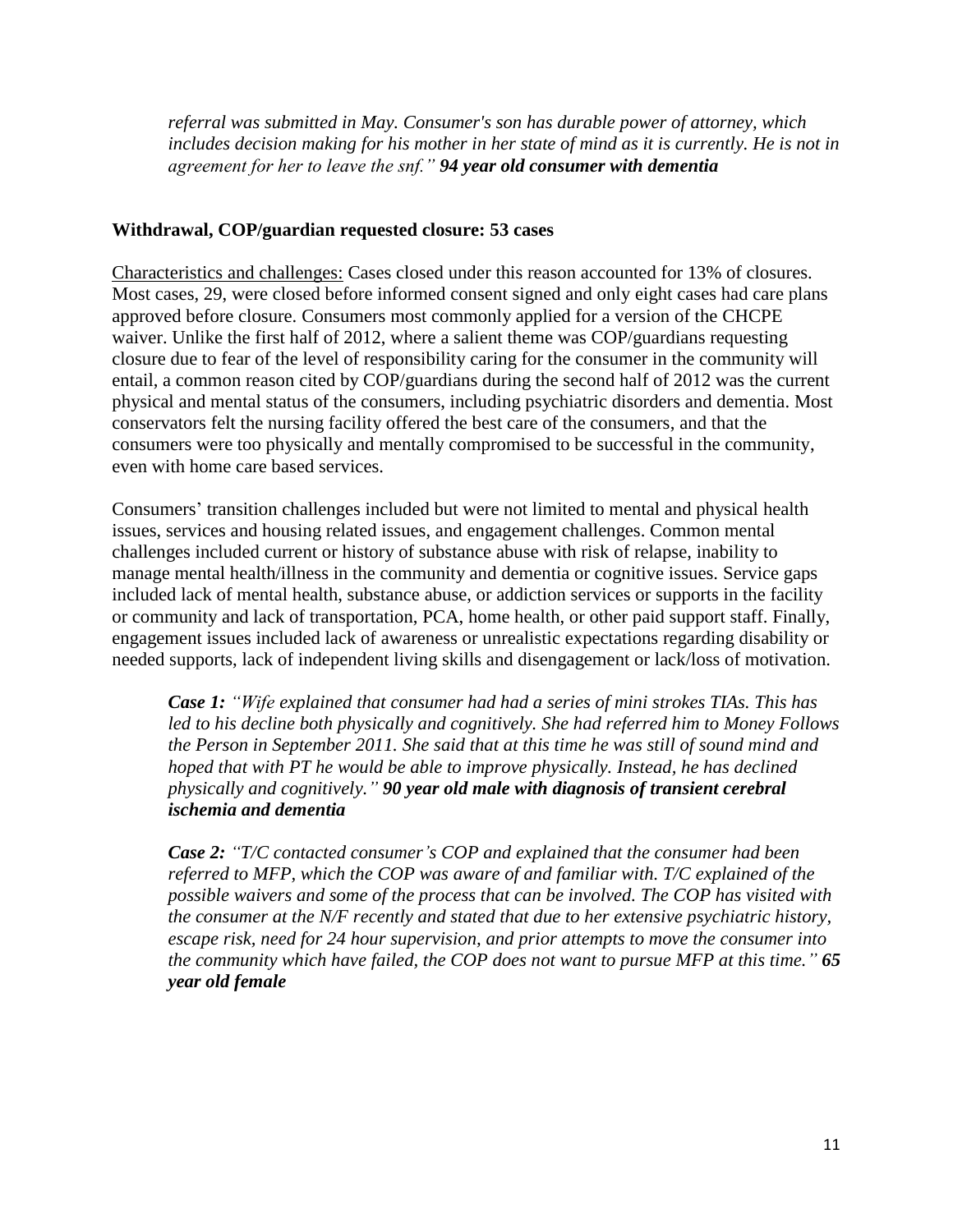*referral was submitted in May. Consumer's son has durable power of attorney, which includes decision making for his mother in her state of mind as it is currently. He is not in agreement for her to leave the snf."* ***94 year old consumer with dementia***

**Withdrawal, COP/guardian requested closure: 53 cases**

Characteristics and challenges: Cases closed under this reason accounted for 13% of closures. Most cases, 29, were closed before informed consent signed and only eight cases had care plans approved before closure. Consumers most commonly applied for a version of the CHCPE waiver. Unlike the first half of 2012, where a salient theme was COP/guardians requesting closure due to fear of the level of responsibility caring for the consumer in the community will entail, a common reason cited by COP/guardians during the second half of 2012 was the current physical and mental status of the consumers, including psychiatric disorders and dementia. Most conservators felt the nursing facility offered the best care of the consumers, and that the consumers were too physically and mentally compromised to be successful in the community, even with home care based services.

Consumers' transition challenges included but were not limited to mental and physical health issues, services and housing related issues, and engagement challenges. Common mental challenges included current or history of substance abuse with risk of relapse, inability to manage mental health/illness in the community and dementia or cognitive issues. Service gaps included lack of mental health, substance abuse, or addiction services or supports in the facility or community and lack of transportation, PCA, home health, or other paid support staff. Finally, engagement issues included lack of awareness or unrealistic expectations regarding disability or needed supports, lack of independent living skills and disengagement or lack/loss of motivation.

> ***Case 1:*** *"Wife explained that consumer had had a series of mini strokes TIAs. This has led to his decline both physically and cognitively. She had referred him to Money Follows the Person in September 2011. She said that at this time he was still of sound mind and hoped that with PT he would be able to improve physically. Instead, he has declined physically and cognitively."* ***90 year old male with diagnosis of transient cerebral ischemia and dementia***
>
> ***Case 2:*** *"T/C contacted consumer's COP and explained that the consumer had been referred to MFP, which the COP was aware of and familiar with. T/C explained of the possible waivers and some of the process that can be involved. The COP has visited with the consumer at the N/F recently and stated that due to her extensive psychiatric history, escape risk, need for 24 hour supervision, and prior attempts to move the consumer into the community which have failed, the COP does not want to pursue MFP at this time."* ***65 year old female***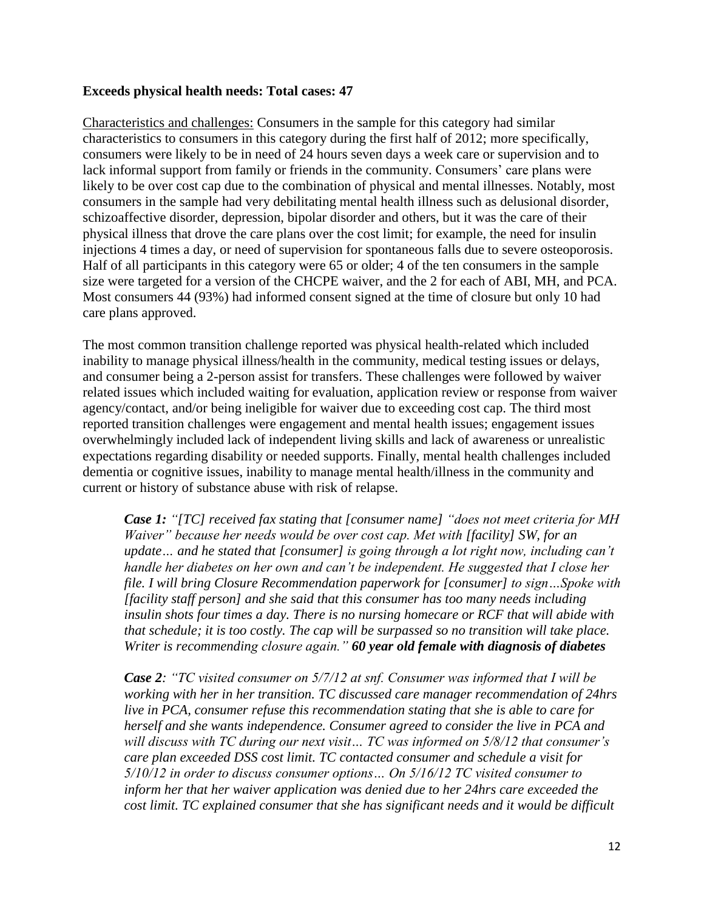**Exceeds physical health needs: Total cases: 47**

<u>Characteristics and challenges:</u> Consumers in the sample for this category had similar characteristics to consumers in this category during the first half of 2012; more specifically, consumers were likely to be in need of 24 hours seven days a week care or supervision and to lack informal support from family or friends in the community. Consumers' care plans were likely to be over cost cap due to the combination of physical and mental illnesses. Notably, most consumers in the sample had very debilitating mental health illness such as delusional disorder, schizoaffective disorder, depression, bipolar disorder and others, but it was the care of their physical illness that drove the care plans over the cost limit; for example, the need for insulin injections 4 times a day, or need of supervision for spontaneous falls due to severe osteoporosis. Half of all participants in this category were 65 or older; 4 of the ten consumers in the sample size were targeted for a version of the CHCPE waiver, and the 2 for each of ABI, MH, and PCA. Most consumers 44 (93%) had informed consent signed at the time of closure but only 10 had care plans approved.

The most common transition challenge reported was physical health-related which included inability to manage physical illness/health in the community, medical testing issues or delays, and consumer being a 2-person assist for transfers. These challenges were followed by waiver related issues which included waiting for evaluation, application review or response from waiver agency/contact, and/or being ineligible for waiver due to exceeding cost cap. The third most reported transition challenges were engagement and mental health issues; engagement issues overwhelmingly included lack of independent living skills and lack of awareness or unrealistic expectations regarding disability or needed supports. Finally, mental health challenges included dementia or cognitive issues, inability to manage mental health/illness in the community and current or history of substance abuse with risk of relapse.

> ***Case 1:*** *"[TC] received fax stating that [consumer name] "does not meet criteria for MH Waiver" because her needs would be over cost cap. Met with [facility] SW, for an update… and he stated that [consumer] is going through a lot right now, including can't handle her diabetes on her own and can't be independent. He suggested that I close her file. I will bring Closure Recommendation paperwork for [consumer] to sign…Spoke with [facility staff person] and she said that this consumer has too many needs including insulin shots four times a day. There is no nursing homecare or RCF that will abide with that schedule; it is too costly. The cap will be surpassed so no transition will take place. Writer is recommending closure again."* ***60 year old female with diagnosis of diabetes***

> ***Case 2****: "TC visited consumer on 5/7/12 at snf. Consumer was informed that I will be working with her in her transition. TC discussed care manager recommendation of 24hrs live in PCA, consumer refuse this recommendation stating that she is able to care for herself and she wants independence. Consumer agreed to consider the live in PCA and will discuss with TC during our next visit… TC was informed on 5/8/12 that consumer's care plan exceeded DSS cost limit. TC contacted consumer and schedule a visit for 5/10/12 in order to discuss consumer options… On 5/16/12 TC visited consumer to inform her that her waiver application was denied due to her 24hrs care exceeded the cost limit. TC explained consumer that she has significant needs and it would be difficult*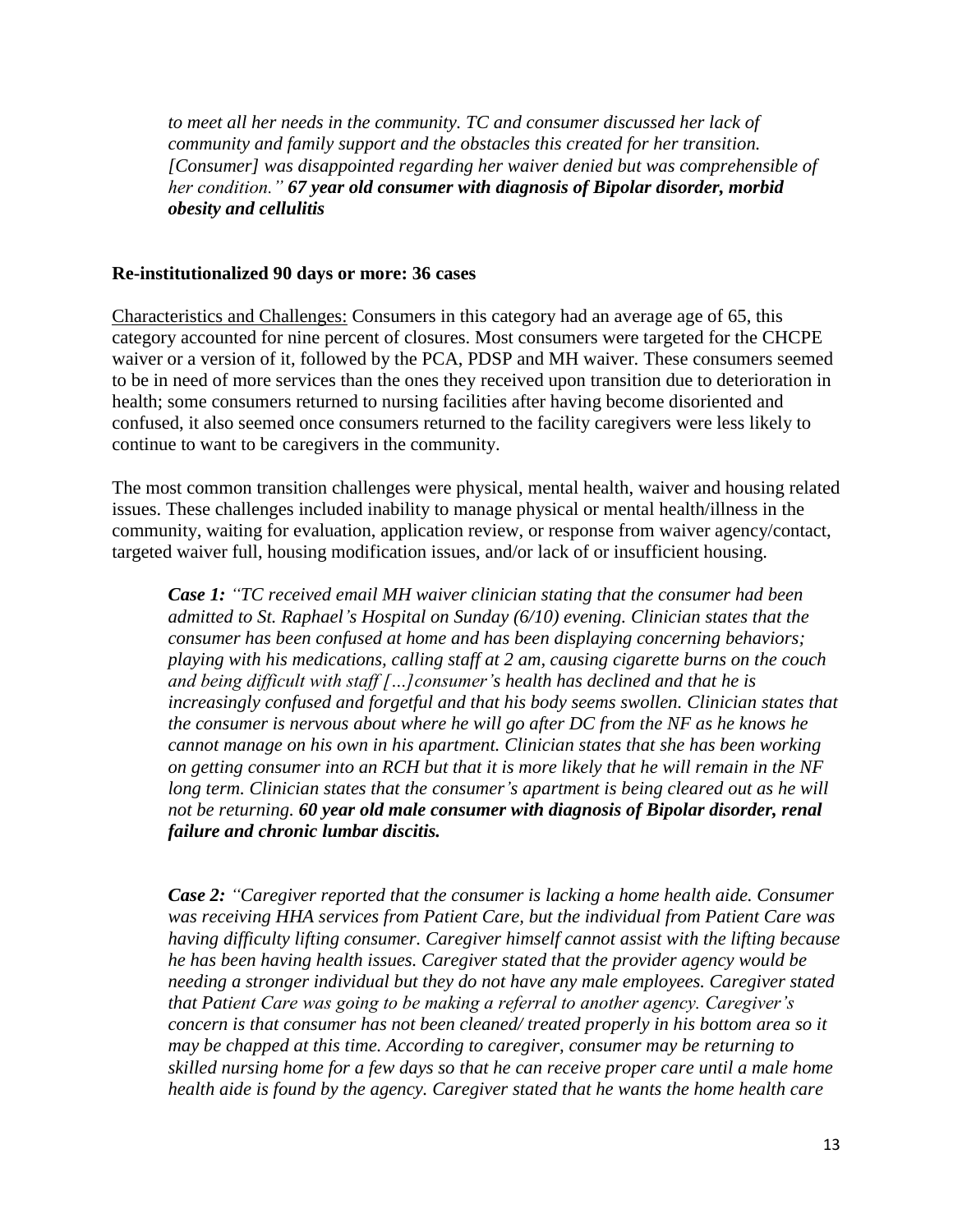*to meet all her needs in the community. TC and consumer discussed her lack of community and family support and the obstacles this created for her transition. [Consumer] was disappointed regarding her waiver denied but was comprehensible of her condition."* ***67 year old consumer with diagnosis of Bipolar disorder, morbid obesity and cellulitis***

**Re-institutionalized 90 days or more: 36 cases**

Characteristics and Challenges: Consumers in this category had an average age of 65, this category accounted for nine percent of closures. Most consumers were targeted for the CHCPE waiver or a version of it, followed by the PCA, PDSP and MH waiver. These consumers seemed to be in need of more services than the ones they received upon transition due to deterioration in health; some consumers returned to nursing facilities after having become disoriented and confused, it also seemed once consumers returned to the facility caregivers were less likely to continue to want to be caregivers in the community.

The most common transition challenges were physical, mental health, waiver and housing related issues. These challenges included inability to manage physical or mental health/illness in the community, waiting for evaluation, application review, or response from waiver agency/contact, targeted waiver full, housing modification issues, and/or lack of or insufficient housing.

> ***Case 1:*** *"TC received email MH waiver clinician stating that the consumer had been admitted to St. Raphael's Hospital on Sunday (6/10) evening. Clinician states that the consumer has been confused at home and has been displaying concerning behaviors; playing with his medications, calling staff at 2 am, causing cigarette burns on the couch and being difficult with staff […]consumer's health has declined and that he is increasingly confused and forgetful and that his body seems swollen. Clinician states that the consumer is nervous about where he will go after DC from the NF as he knows he cannot manage on his own in his apartment. Clinician states that she has been working on getting consumer into an RCH but that it is more likely that he will remain in the NF long term. Clinician states that the consumer's apartment is being cleared out as he will not be returning.* ***60 year old male consumer with diagnosis of Bipolar disorder, renal failure and chronic lumbar discitis.***

> ***Case 2:*** *"Caregiver reported that the consumer is lacking a home health aide. Consumer was receiving HHA services from Patient Care, but the individual from Patient Care was having difficulty lifting consumer. Caregiver himself cannot assist with the lifting because he has been having health issues. Caregiver stated that the provider agency would be needing a stronger individual but they do not have any male employees. Caregiver stated that Patient Care was going to be making a referral to another agency. Caregiver's concern is that consumer has not been cleaned/ treated properly in his bottom area so it may be chapped at this time. According to caregiver, consumer may be returning to skilled nursing home for a few days so that he can receive proper care until a male home health aide is found by the agency. Caregiver stated that he wants the home health care*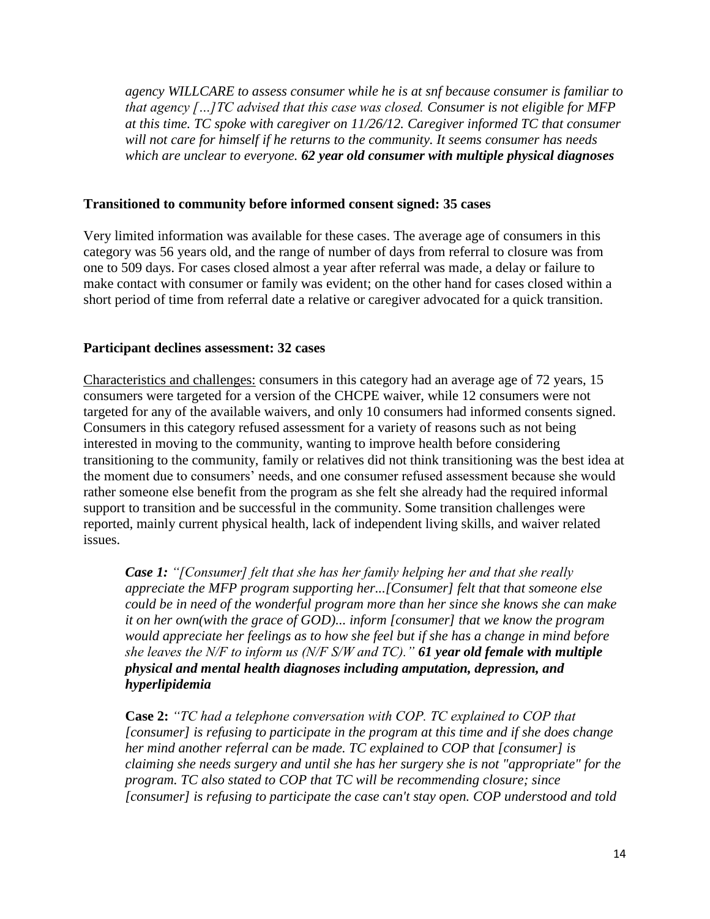*agency WILLCARE to assess consumer while he is at snf because consumer is familiar to that agency […]TC advised that this case was closed. Consumer is not eligible for MFP at this time. TC spoke with caregiver on 11/26/12. Caregiver informed TC that consumer will not care for himself if he returns to the community. It seems consumer has needs which are unclear to everyone.* ***62 year old consumer with multiple physical diagnoses***

**Transitioned to community before informed consent signed: 35 cases**

Very limited information was available for these cases. The average age of consumers in this category was 56 years old, and the range of number of days from referral to closure was from one to 509 days. For cases closed almost a year after referral was made, a delay or failure to make contact with consumer or family was evident; on the other hand for cases closed within a short period of time from referral date a relative or caregiver advocated for a quick transition.

**Participant declines assessment: 32 cases**

<u>Characteristics and challenges:</u> consumers in this category had an average age of 72 years, 15 consumers were targeted for a version of the CHCPE waiver, while 12 consumers were not targeted for any of the available waivers, and only 10 consumers had informed consents signed. Consumers in this category refused assessment for a variety of reasons such as not being interested in moving to the community, wanting to improve health before considering transitioning to the community, family or relatives did not think transitioning was the best idea at the moment due to consumers' needs, and one consumer refused assessment because she would rather someone else benefit from the program as she felt she already had the required informal support to transition and be successful in the community. Some transition challenges were reported, mainly current physical health, lack of independent living skills, and waiver related issues.

> ***Case 1:*** *"[Consumer] felt that she has her family helping her and that she really appreciate the MFP program supporting her...[Consumer] felt that that someone else could be in need of the wonderful program more than her since she knows she can make it on her own(with the grace of GOD)... inform [consumer] that we know the program would appreciate her feelings as to how she feel but if she has a change in mind before she leaves the N/F to inform us (N/F S/W and TC)."* ***61 year old female with multiple physical and mental health diagnoses including amputation, depression, and hyperlipidemia***

> **Case 2:** *"TC had a telephone conversation with COP. TC explained to COP that [consumer] is refusing to participate in the program at this time and if she does change her mind another referral can be made. TC explained to COP that [consumer] is claiming she needs surgery and until she has her surgery she is not "appropriate" for the program. TC also stated to COP that TC will be recommending closure; since [consumer] is refusing to participate the case can't stay open. COP understood and told*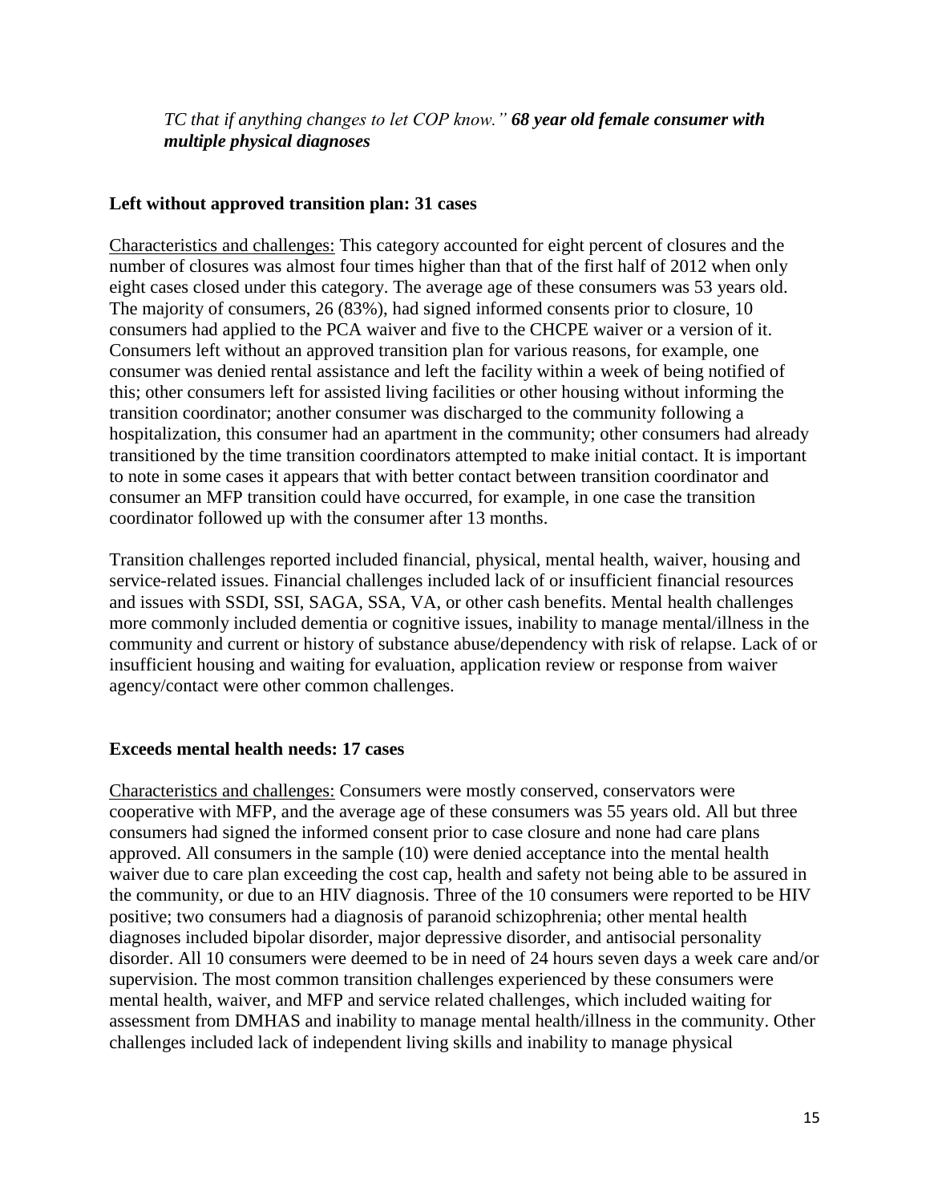*TC that if anything changes to let COP know." **68 year old female consumer with multiple physical diagnoses***

**Left without approved transition plan: 31 cases**

Characteristics and challenges: This category accounted for eight percent of closures and the number of closures was almost four times higher than that of the first half of 2012 when only eight cases closed under this category. The average age of these consumers was 53 years old. The majority of consumers, 26 (83%), had signed informed consents prior to closure, 10 consumers had applied to the PCA waiver and five to the CHCPE waiver or a version of it. Consumers left without an approved transition plan for various reasons, for example, one consumer was denied rental assistance and left the facility within a week of being notified of this; other consumers left for assisted living facilities or other housing without informing the transition coordinator; another consumer was discharged to the community following a hospitalization, this consumer had an apartment in the community; other consumers had already transitioned by the time transition coordinators attempted to make initial contact. It is important to note in some cases it appears that with better contact between transition coordinator and consumer an MFP transition could have occurred, for example, in one case the transition coordinator followed up with the consumer after 13 months.

Transition challenges reported included financial, physical, mental health, waiver, housing and service-related issues. Financial challenges included lack of or insufficient financial resources and issues with SSDI, SSI, SAGA, SSA, VA, or other cash benefits. Mental health challenges more commonly included dementia or cognitive issues, inability to manage mental/illness in the community and current or history of substance abuse/dependency with risk of relapse. Lack of or insufficient housing and waiting for evaluation, application review or response from waiver agency/contact were other common challenges.

**Exceeds mental health needs: 17 cases**

Characteristics and challenges: Consumers were mostly conserved, conservators were cooperative with MFP, and the average age of these consumers was 55 years old. All but three consumers had signed the informed consent prior to case closure and none had care plans approved. All consumers in the sample (10) were denied acceptance into the mental health waiver due to care plan exceeding the cost cap, health and safety not being able to be assured in the community, or due to an HIV diagnosis. Three of the 10 consumers were reported to be HIV positive; two consumers had a diagnosis of paranoid schizophrenia; other mental health diagnoses included bipolar disorder, major depressive disorder, and antisocial personality disorder. All 10 consumers were deemed to be in need of 24 hours seven days a week care and/or supervision. The most common transition challenges experienced by these consumers were mental health, waiver, and MFP and service related challenges, which included waiting for assessment from DMHAS and inability to manage mental health/illness in the community. Other challenges included lack of independent living skills and inability to manage physical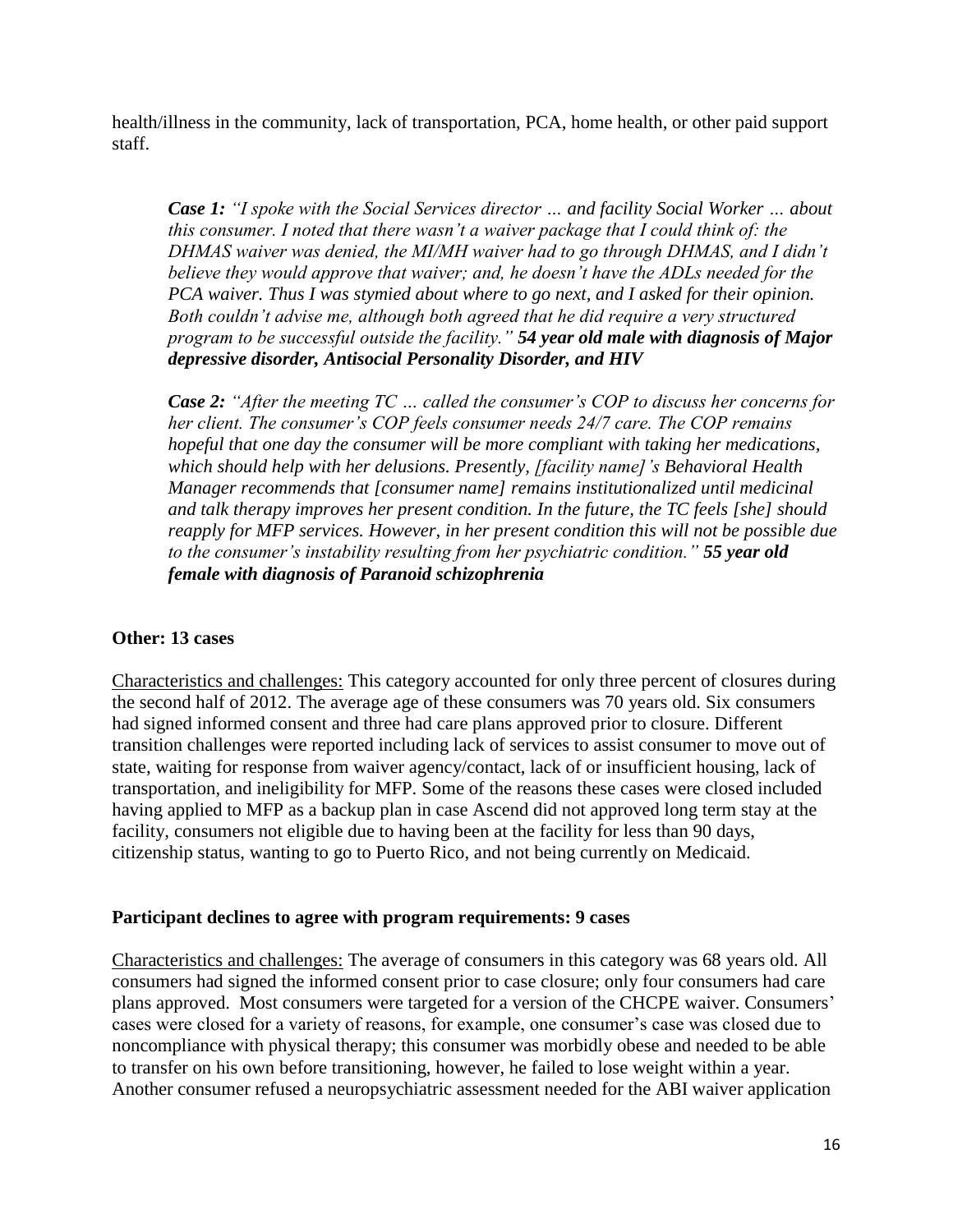health/illness in the community, lack of transportation, PCA, home health, or other paid support staff.

> ***Case 1:*** *"I spoke with the Social Services director … and facility Social Worker … about this consumer. I noted that there wasn't a waiver package that I could think of: the DHMAS waiver was denied, the MI/MH waiver had to go through DHMAS, and I didn't believe they would approve that waiver; and, he doesn't have the ADLs needed for the PCA waiver. Thus I was stymied about where to go next, and I asked for their opinion. Both couldn't advise me, although both agreed that he did require a very structured program to be successful outside the facility."* ***54 year old male with diagnosis of Major depressive disorder, Antisocial Personality Disorder, and HIV***

> ***Case 2:*** *"After the meeting TC … called the consumer's COP to discuss her concerns for her client. The consumer's COP feels consumer needs 24/7 care. The COP remains hopeful that one day the consumer will be more compliant with taking her medications, which should help with her delusions. Presently, [facility name]'s Behavioral Health Manager recommends that [consumer name] remains institutionalized until medicinal and talk therapy improves her present condition. In the future, the TC feels [she] should reapply for MFP services. However, in her present condition this will not be possible due to the consumer's instability resulting from her psychiatric condition."* ***55 year old female with diagnosis of Paranoid schizophrenia***

**Other: 13 cases**

Characteristics and challenges: This category accounted for only three percent of closures during the second half of 2012. The average age of these consumers was 70 years old. Six consumers had signed informed consent and three had care plans approved prior to closure. Different transition challenges were reported including lack of services to assist consumer to move out of state, waiting for response from waiver agency/contact, lack of or insufficient housing, lack of transportation, and ineligibility for MFP. Some of the reasons these cases were closed included having applied to MFP as a backup plan in case Ascend did not approved long term stay at the facility, consumers not eligible due to having been at the facility for less than 90 days, citizenship status, wanting to go to Puerto Rico, and not being currently on Medicaid.

**Participant declines to agree with program requirements: 9 cases**

Characteristics and challenges: The average of consumers in this category was 68 years old. All consumers had signed the informed consent prior to case closure; only four consumers had care plans approved. Most consumers were targeted for a version of the CHCPE waiver. Consumers' cases were closed for a variety of reasons, for example, one consumer's case was closed due to noncompliance with physical therapy; this consumer was morbidly obese and needed to be able to transfer on his own before transitioning, however, he failed to lose weight within a year. Another consumer refused a neuropsychiatric assessment needed for the ABI waiver application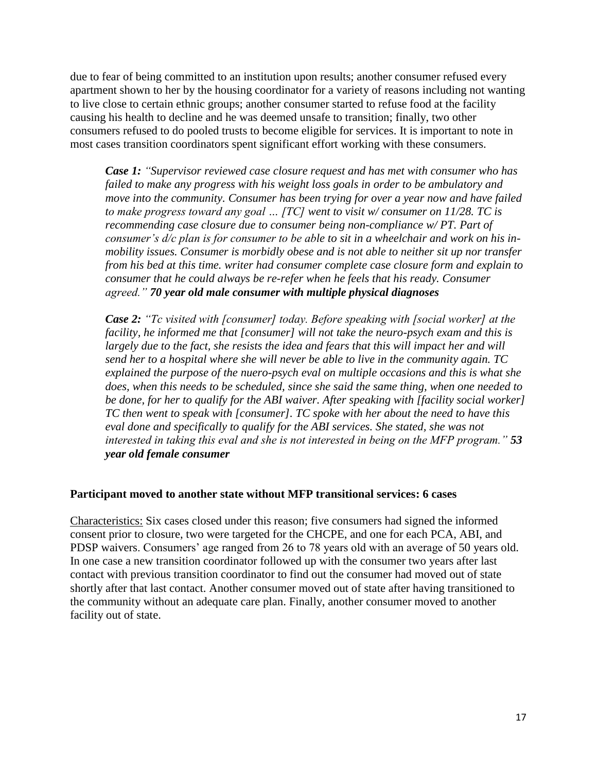due to fear of being committed to an institution upon results; another consumer refused every apartment shown to her by the housing coordinator for a variety of reasons including not wanting to live close to certain ethnic groups; another consumer started to refuse food at the facility causing his health to decline and he was deemed unsafe to transition; finally, two other consumers refused to do pooled trusts to become eligible for services. It is important to note in most cases transition coordinators spent significant effort working with these consumers.

> ***Case 1:*** *"Supervisor reviewed case closure request and has met with consumer who has failed to make any progress with his weight loss goals in order to be ambulatory and move into the community. Consumer has been trying for over a year now and have failed to make progress toward any goal … [TC] went to visit w/ consumer on 11/28. TC is recommending case closure due to consumer being non-compliance w/ PT. Part of consumer's d/c plan is for consumer to be able to sit in a wheelchair and work on his in-mobility issues. Consumer is morbidly obese and is not able to neither sit up nor transfer from his bed at this time. writer had consumer complete case closure form and explain to consumer that he could always be re-refer when he feels that his ready. Consumer agreed."* ***70 year old male consumer with multiple physical diagnoses***

> ***Case 2:*** *"Tc visited with [consumer] today. Before speaking with [social worker] at the facility, he informed me that [consumer] will not take the neuro-psych exam and this is largely due to the fact, she resists the idea and fears that this will impact her and will send her to a hospital where she will never be able to live in the community again. TC explained the purpose of the nuero-psych eval on multiple occasions and this is what she does, when this needs to be scheduled, since she said the same thing, when one needed to be done, for her to qualify for the ABI waiver. After speaking with [facility social worker] TC then went to speak with [consumer]. TC spoke with her about the need to have this eval done and specifically to qualify for the ABI services. She stated, she was not interested in taking this eval and she is not interested in being on the MFP program."* ***53 year old female consumer***

**Participant moved to another state without MFP transitional services: 6 cases**

Characteristics: Six cases closed under this reason; five consumers had signed the informed consent prior to closure, two were targeted for the CHCPE, and one for each PCA, ABI, and PDSP waivers. Consumers' age ranged from 26 to 78 years old with an average of 50 years old. In one case a new transition coordinator followed up with the consumer two years after last contact with previous transition coordinator to find out the consumer had moved out of state shortly after that last contact. Another consumer moved out of state after having transitioned to the community without an adequate care plan. Finally, another consumer moved to another facility out of state.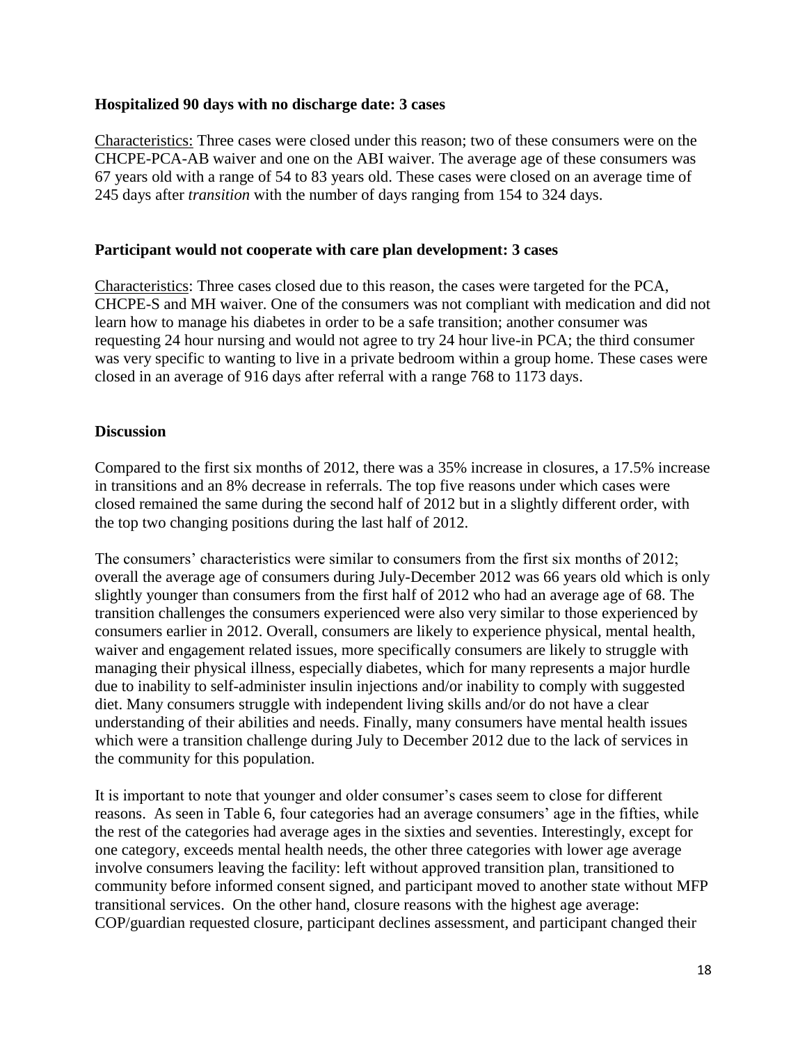**Hospitalized 90 days with no discharge date: 3 cases**

Characteristics: Three cases were closed under this reason; two of these consumers were on the CHCPE-PCA-AB waiver and one on the ABI waiver. The average age of these consumers was 67 years old with a range of 54 to 83 years old. These cases were closed on an average time of 245 days after *transition* with the number of days ranging from 154 to 324 days.

**Participant would not cooperate with care plan development: 3 cases**

Characteristics: Three cases closed due to this reason, the cases were targeted for the PCA, CHCPE-S and MH waiver. One of the consumers was not compliant with medication and did not learn how to manage his diabetes in order to be a safe transition; another consumer was requesting 24 hour nursing and would not agree to try 24 hour live-in PCA; the third consumer was very specific to wanting to live in a private bedroom within a group home. These cases were closed in an average of 916 days after referral with a range 768 to 1173 days.

**Discussion**

Compared to the first six months of 2012, there was a 35% increase in closures, a 17.5% increase in transitions and an 8% decrease in referrals. The top five reasons under which cases were closed remained the same during the second half of 2012 but in a slightly different order, with the top two changing positions during the last half of 2012.

The consumers' characteristics were similar to consumers from the first six months of 2012; overall the average age of consumers during July-December 2012 was 66 years old which is only slightly younger than consumers from the first half of 2012 who had an average age of 68. The transition challenges the consumers experienced were also very similar to those experienced by consumers earlier in 2012. Overall, consumers are likely to experience physical, mental health, waiver and engagement related issues, more specifically consumers are likely to struggle with managing their physical illness, especially diabetes, which for many represents a major hurdle due to inability to self-administer insulin injections and/or inability to comply with suggested diet. Many consumers struggle with independent living skills and/or do not have a clear understanding of their abilities and needs. Finally, many consumers have mental health issues which were a transition challenge during July to December 2012 due to the lack of services in the community for this population.

It is important to note that younger and older consumer's cases seem to close for different reasons. As seen in Table 6, four categories had an average consumers' age in the fifties, while the rest of the categories had average ages in the sixties and seventies. Interestingly, except for one category, exceeds mental health needs, the other three categories with lower age average involve consumers leaving the facility: left without approved transition plan, transitioned to community before informed consent signed, and participant moved to another state without MFP transitional services. On the other hand, closure reasons with the highest age average: COP/guardian requested closure, participant declines assessment, and participant changed their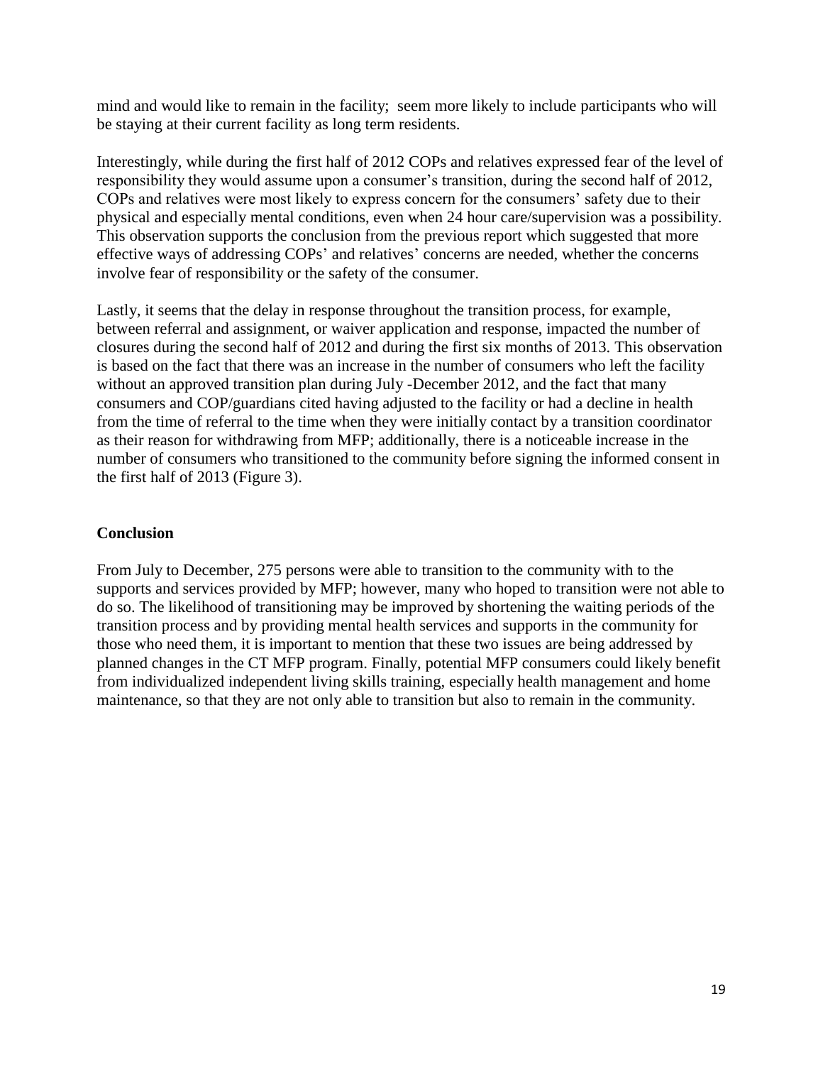mind and would like to remain in the facility;  seem more likely to include participants who will be staying at their current facility as long term residents.

Interestingly, while during the first half of 2012 COPs and relatives expressed fear of the level of responsibility they would assume upon a consumer's transition, during the second half of 2012, COPs and relatives were most likely to express concern for the consumers' safety due to their physical and especially mental conditions, even when 24 hour care/supervision was a possibility. This observation supports the conclusion from the previous report which suggested that more effective ways of addressing COPs' and relatives' concerns are needed, whether the concerns involve fear of responsibility or the safety of the consumer.

Lastly, it seems that the delay in response throughout the transition process, for example, between referral and assignment, or waiver application and response, impacted the number of closures during the second half of 2012 and during the first six months of 2013. This observation is based on the fact that there was an increase in the number of consumers who left the facility without an approved transition plan during July -December 2012, and the fact that many consumers and COP/guardians cited having adjusted to the facility or had a decline in health from the time of referral to the time when they were initially contact by a transition coordinator as their reason for withdrawing from MFP; additionally, there is a noticeable increase in the number of consumers who transitioned to the community before signing the informed consent in the first half of 2013 (Figure 3).

**Conclusion**

From July to December, 275 persons were able to transition to the community with to the supports and services provided by MFP; however, many who hoped to transition were not able to do so. The likelihood of transitioning may be improved by shortening the waiting periods of the transition process and by providing mental health services and supports in the community for those who need them, it is important to mention that these two issues are being addressed by planned changes in the CT MFP program. Finally, potential MFP consumers could likely benefit from individualized independent living skills training, especially health management and home maintenance, so that they are not only able to transition but also to remain in the community.